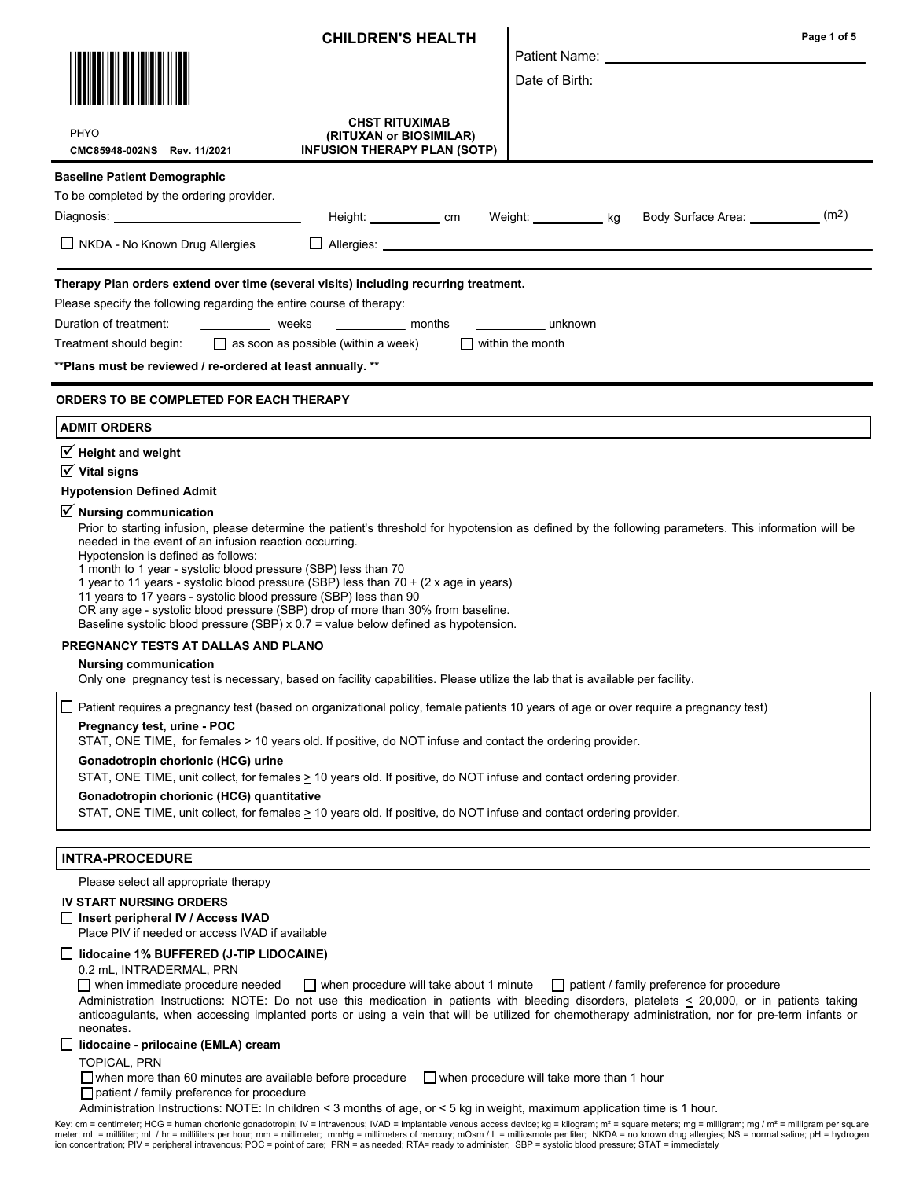# CHILDREN'S HEALTH

PHYO

CMC85948-002NS Rev. 11/2021

**CHST RITUXIMAB (RITUXAN or BIOSIMILAR) INFUSION THERAPY PLAN (SOTP)**

Patient Name: ______________________

Date of Birth: ______________________

**Baseline Patient Demographic**

To be completed by the ordering provider.

Diagnosis: ______________ Height: ________ cm Weight: ________ kg Body Surface Area: ________ ($m^2$)

☐ NKDA - No Known Drug Allergies ☐ Allergies: ______________________

**Therapy Plan orders extend over time (several visits) including recurring treatment.**

Please specify the following regarding the entire course of therapy:

Duration of treatment: ________ weeks ________ months ________ unknown

Treatment should begin: ☐ as soon as possible (within a week) ☐ within the month

**\*\*Plans must be reviewed / re-ordered at least annually. \*\***

## ORDERS TO BE COMPLETED FOR EACH THERAPY

### ADMIT ORDERS

☑ **Height and weight**

☑ **Vital signs**

**Hypotension Defined Admit**

☑ **Nursing communication**

Prior to starting infusion, please determine the patient's threshold for hypotension as defined by the following parameters. This information will be needed in the event of an infusion reaction occurring.
Hypotension is defined as follows:
1 month to 1 year - systolic blood pressure (SBP) less than 70
1 year to 11 years - systolic blood pressure (SBP) less than 70 + (2 x age in years)
11 years to 17 years - systolic blood pressure (SBP) less than 90
OR any age - systolic blood pressure (SBP) drop of more than 30% from baseline.
Baseline systolic blood pressure (SBP) x 0.7 = value below defined as hypotension.

**PREGNANCY TESTS AT DALLAS AND PLANO**

**Nursing communication**

Only one pregnancy test is necessary, based on facility capabilities. Please utilize the lab that is available per facility.

☐ Patient requires a pregnancy test (based on organizational policy, female patients 10 years of age or over require a pregnancy test)

**Pregnancy test, urine - POC**
STAT, ONE TIME, for females ≥ 10 years old. If positive, do NOT infuse and contact the ordering provider.

**Gonadotropin chorionic (HCG) urine**
STAT, ONE TIME, unit collect, for females ≥ 10 years old. If positive, do NOT infuse and contact ordering provider.

**Gonadotropin chorionic (HCG) quantitative**
STAT, ONE TIME, unit collect, for females ≥ 10 years old. If positive, do NOT infuse and contact ordering provider.

### INTRA-PROCEDURE

Please select all appropriate therapy

**IV START NURSING ORDERS**

☐ **Insert peripheral IV / Access IVAD**
Place PIV if needed or access IVAD if available

☐ **lidocaine 1% BUFFERED (J-TIP LIDOCAINE)**
0.2 mL, INTRADERMAL, PRN
☐ when immediate procedure needed ☐ when procedure will take about 1 minute ☐ patient / family preference for procedure
Administration Instructions: NOTE: Do not use this medication in patients with bleeding disorders, platelets ≤ 20,000, or in patients taking anticoagulants, when accessing implanted ports or using a vein that will be utilized for chemotherapy administration, nor for pre-term infants or neonates.

☐ **lidocaine - prilocaine (EMLA) cream**
TOPICAL, PRN
☐ when more than 60 minutes are available before procedure ☐ when procedure will take more than 1 hour
☐ patient / family preference for procedure
Administration Instructions: NOTE: In children < 3 months of age, or < 5 kg in weight, maximum application time is 1 hour.

Key: cm = centimeter; HCG = human chorionic gonadotropin; IV = intravenous; IVAD = implantable venous access device; kg = kilogram; m² = square meters; mg = milligram; mg / m² = milligram per square meter; mL = milliliter; mL / hr = milliliters per hour; mm = millimeter; mmHg = millimeters of mercury; mOsm / L = milliosmole per liter; NKDA = no known drug allergies; NS = normal saline; pH = hydrogen ion concentration; PIV = peripheral intravenous; POC = point of care; PRN = as needed; RTA= ready to administer; SBP = systolic blood pressure; STAT = immediately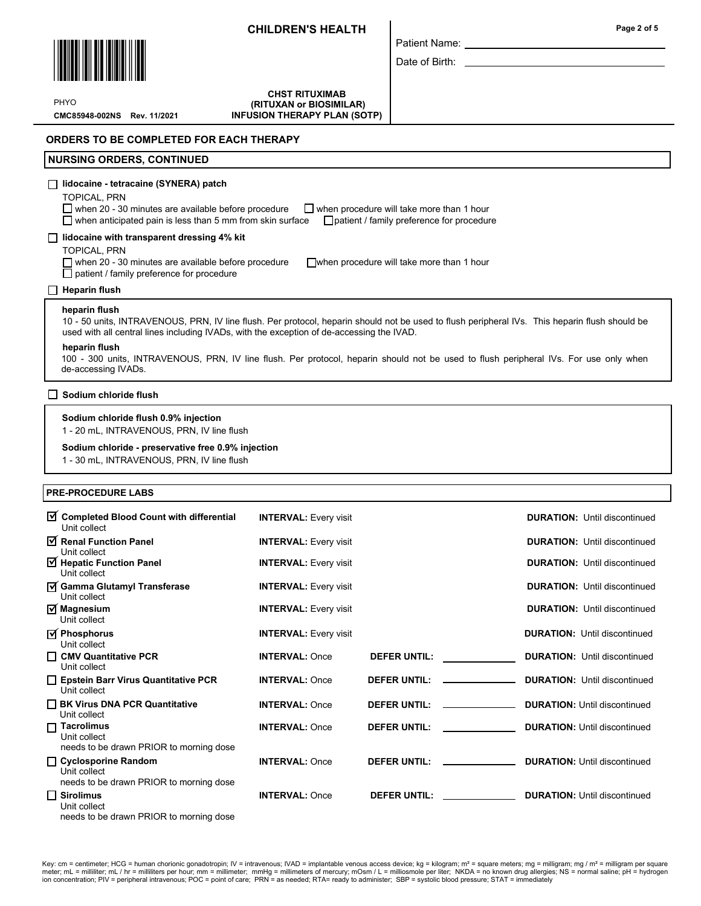# ORDERS TO BE COMPLETED FOR EACH THERAPY

## NURSING ORDERS, CONTINUED

☐ **lidocaine - tetracaine (SYNERA) patch**

TOPICAL, PRN

☐ when 20 - 30 minutes are available before procedure ☐ when procedure will take more than 1 hour
☐ when anticipated pain is less than 5 mm from skin surface ☐ patient / family preference for procedure

☐ **lidocaine with transparent dressing 4% kit**

TOPICAL, PRN

☐ when 20 - 30 minutes are available before procedure ☐ when procedure will take more than 1 hour
☐ patient / family preference for procedure

☐ **Heparin flush**

**heparin flush**

10 - 50 units, INTRAVENOUS, PRN, IV line flush. Per protocol, heparin should not be used to flush peripheral IVs. This heparin flush should be used with all central lines including IVADs, with the exception of de-accessing the IVAD.

**heparin flush**

100 - 300 units, INTRAVENOUS, PRN, IV line flush. Per protocol, heparin should not be used to flush peripheral IVs. For use only when de-accessing IVADs.

☐ **Sodium chloride flush**

**Sodium chloride flush 0.9% injection**

1 - 20 mL, INTRAVENOUS, PRN, IV line flush

**Sodium chloride - preservative free 0.9% injection**

1 - 30 mL, INTRAVENOUS, PRN, IV line flush

## PRE-PROCEDURE LABS

| Lab | Interval | Defer Until | Duration |
|---|---|---|---|
| ☑ **Completed Blood Count with differential** Unit collect | **INTERVAL:** Every visit | | **DURATION:** Until discontinued |
| ☑ **Renal Function Panel** Unit collect | **INTERVAL:** Every visit | | **DURATION:** Until discontinued |
| ☑ **Hepatic Function Panel** Unit collect | **INTERVAL:** Every visit | | **DURATION:** Until discontinued |
| ☑ **Gamma Glutamyl Transferase** Unit collect | **INTERVAL:** Every visit | | **DURATION:** Until discontinued |
| ☑ **Magnesium** Unit collect | **INTERVAL:** Every visit | | **DURATION:** Until discontinued |
| ☑ **Phosphorus** Unit collect | **INTERVAL:** Every visit | | **DURATION:** Until discontinued |
| ☐ **CMV Quantitative PCR** Unit collect | **INTERVAL:** Once | **DEFER UNTIL:** ______ | **DURATION:** Until discontinued |
| ☐ **Epstein Barr Virus Quantitative PCR** Unit collect | **INTERVAL:** Once | **DEFER UNTIL:** ______ | **DURATION:** Until discontinued |
| ☐ **BK Virus DNA PCR Quantitative** Unit collect | **INTERVAL:** Once | **DEFER UNTIL:** ______ | **DURATION:** Until discontinued |
| ☐ **Tacrolimus** Unit collect needs to be drawn PRIOR to morning dose | **INTERVAL:** Once | **DEFER UNTIL:** ______ | **DURATION:** Until discontinued |
| ☐ **Cyclosporine Random** Unit collect needs to be drawn PRIOR to morning dose | **INTERVAL:** Once | **DEFER UNTIL:** ______ | **DURATION:** Until discontinued |
| ☐ **Sirolimus** Unit collect needs to be drawn PRIOR to morning dose | **INTERVAL:** Once | **DEFER UNTIL:** ______ | **DURATION:** Until discontinued |

Key: cm = centimeter; HCG = human chorionic gonadotropin; IV = intravenous; IVAD = implantable venous access device; kg = kilogram; m² = square meters; mg = milligram; mg / m² = milligram per square meter; mL = milliliter; mL / hr = milliliters per hour; mm = millimeter; mmHg = millimeters of mercury; mOsm / L = milliosmole per liter; NKDA = no known drug allergies; NS = normal saline; pH = hydrogen ion concentration; PIV = peripheral intravenous; POC = point of care; PRN = as needed; RTA= ready to administer; SBP = systolic blood pressure; STAT = immediately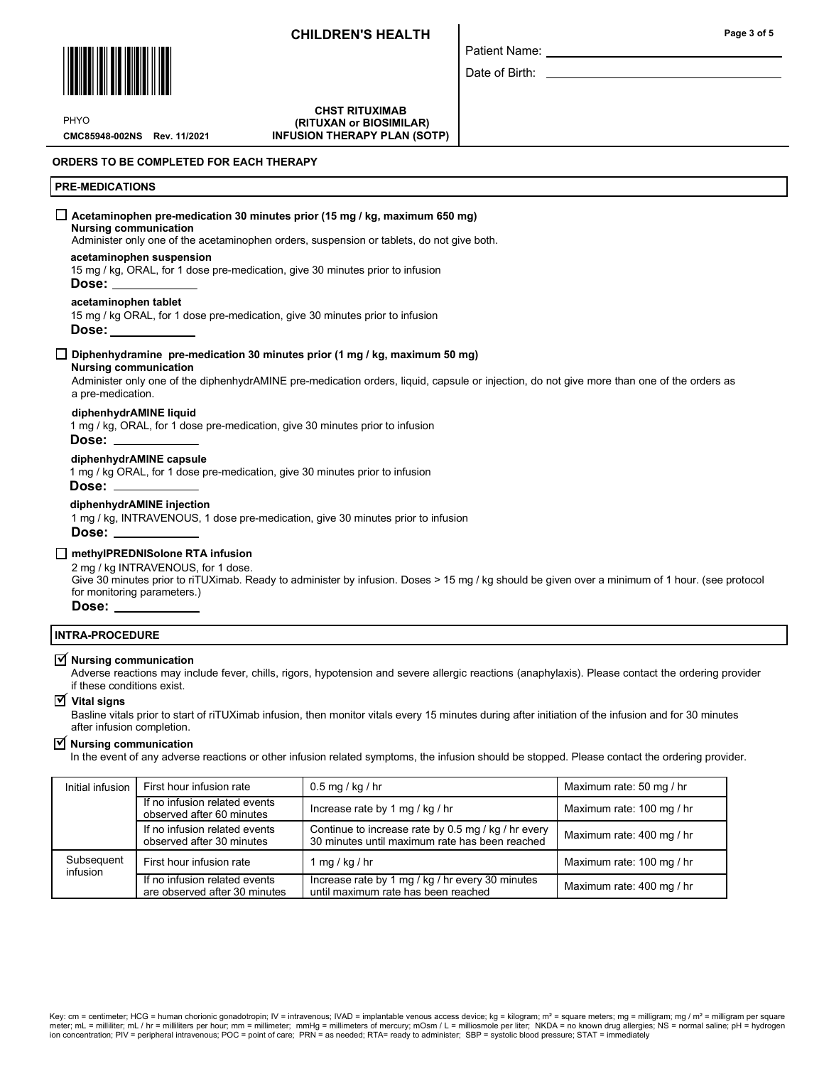**CHILDREN'S HEALTH**

Patient Name: ______________________

Date of Birth: ______________________

PHYO

CMC85948-002NS Rev. 11/2021

**CHST RITUXIMAB (RITUXAN or BIOSIMILAR) INFUSION THERAPY PLAN (SOTP)**

## ORDERS TO BE COMPLETED FOR EACH THERAPY

### PRE-MEDICATIONS

☐ **Acetaminophen pre-medication 30 minutes prior (15 mg / kg, maximum 650 mg)**

**Nursing communication**

Administer only one of the acetaminophen orders, suspension or tablets, do not give both.

**acetaminophen suspension**

15 mg / kg, ORAL, for 1 dose pre-medication, give 30 minutes prior to infusion

**Dose:** ____________

**acetaminophen tablet**

15 mg / kg ORAL, for 1 dose pre-medication, give 30 minutes prior to infusion

**Dose:** ____________

☐ **Diphenhydramine pre-medication 30 minutes prior (1 mg / kg, maximum 50 mg)**

**Nursing communication**

Administer only one of the diphenhydrAMINE pre-medication orders, liquid, capsule or injection, do not give more than one of the orders as a pre-medication.

**diphenhydrAMINE liquid**

1 mg / kg, ORAL, for 1 dose pre-medication, give 30 minutes prior to infusion

**Dose:** ____________

**diphenhydrAMINE capsule**

1 mg / kg ORAL, for 1 dose pre-medication, give 30 minutes prior to infusion

**Dose:** ____________

**diphenhydrAMINE injection**

1 mg / kg, INTRAVENOUS, 1 dose pre-medication, give 30 minutes prior to infusion

**Dose:** ____________

☐ **methylPREDNISolone RTA infusion**

2 mg / kg INTRAVENOUS, for 1 dose.

Give 30 minutes prior to riTUXimab. Ready to administer by infusion. Doses > 15 mg / kg should be given over a minimum of 1 hour. (see protocol for monitoring parameters.)

**Dose:** ____________

### INTRA-PROCEDURE

☑ **Nursing communication**

Adverse reactions may include fever, chills, rigors, hypotension and severe allergic reactions (anaphylaxis). Please contact the ordering provider if these conditions exist.

☑ **Vital signs**

Basline vitals prior to start of riTUXimab infusion, then monitor vitals every 15 minutes during after initiation of the infusion and for 30 minutes after infusion completion.

☑ **Nursing communication**

In the event of any adverse reactions or other infusion related symptoms, the infusion should be stopped. Please contact the ordering provider.

| | | | |
|---|---|---|---|
| Initial infusion | First hour infusion rate | 0.5 mg / kg / hr | Maximum rate: 50 mg / hr |
| | If no infusion related events observed after 60 minutes | Increase rate by 1 mg / kg / hr | Maximum rate: 100 mg / hr |
| | If no infusion related events observed after 30 minutes | Continue to increase rate by 0.5 mg / kg / hr every 30 minutes until maximum rate has been reached | Maximum rate: 400 mg / hr |
| Subsequent infusion | First hour infusion rate | 1 mg / kg / hr | Maximum rate: 100 mg / hr |
| | If no infusion related events are observed after 30 minutes | Increase rate by 1 mg / kg / hr every 30 minutes until maximum rate has been reached | Maximum rate: 400 mg / hr |

Key: cm = centimeter; HCG = human chorionic gonadotropin; IV = intravenous; IVAD = implantable venous access device; kg = kilogram; m² = square meters; mg = milligram; mg / m² = milligram per square meter; mL = milliliter; mL / hr = milliliters per hour; mm = millimeter; mmHg = millimeters of mercury; mOsm / L = milliosmole per liter; NKDA = no known drug allergies; NS = normal saline; pH = hydrogen ion concentration; PIV = peripheral intravenous; POC = point of care; PRN = as needed; RTA= ready to administer; SBP = systolic blood pressure; STAT = immediately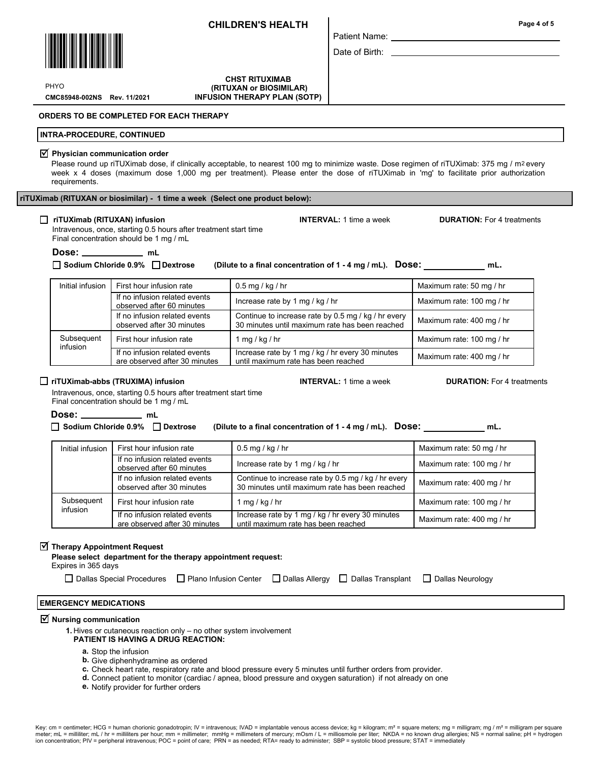**CHILDREN'S HEALTH**

Patient Name: ____________________

Date of Birth: ____________________

PHYO

CMC85948-002NS Rev. 11/2021

**CHST RITUXIMAB (RITUXAN or BIOSIMILAR) INFUSION THERAPY PLAN (SOTP)**

**ORDERS TO BE COMPLETED FOR EACH THERAPY**

## INTRA-PROCEDURE, CONTINUED

☑ **Physician communication order**

Please round up riTUXimab dose, if clinically acceptable, to nearest 100 mg to minimize waste. Dose regimen of riTUXimab: 375 mg / m² every week x 4 doses (maximum dose 1,000 mg per treatment). Please enter the dose of riTUXimab in 'mg' to facilitate prior authorization requirements.

## riTUXimab (RITUXAN or biosimilar) - 1 time a week (Select one product below):

☐ **riTUXimab (RITUXAN) infusion** **INTERVAL:** 1 time a week **DURATION:** For 4 treatments

Intravenous, once, starting 0.5 hours after treatment start time

Final concentration should be 1 mg / mL

**Dose:** ____________ **mL**

☐ **Sodium Chloride 0.9%** ☐ **Dextrose** **(Dilute to a final concentration of 1 - 4 mg / mL). Dose:** ____________ **mL.**

| | | | |
|---|---|---|---|
| Initial infusion | First hour infusion rate | 0.5 mg / kg / hr | Maximum rate: 50 mg / hr |
| | If no infusion related events observed after 60 minutes | Increase rate by 1 mg / kg / hr | Maximum rate: 100 mg / hr |
| | If no infusion related events observed after 30 minutes | Continue to increase rate by 0.5 mg / kg / hr every 30 minutes until maximum rate has been reached | Maximum rate: 400 mg / hr |
| Subsequent infusion | First hour infusion rate | 1 mg / kg / hr | Maximum rate: 100 mg / hr |
| | If no infusion related events are observed after 30 minutes | Increase rate by 1 mg / kg / hr every 30 minutes until maximum rate has been reached | Maximum rate: 400 mg / hr |

☐ **riTUXimab-abbs (TRUXIMA) infusion** **INTERVAL:** 1 time a week **DURATION:** For 4 treatments

Intravenous, once, starting 0.5 hours after treatment start time

Final concentration should be 1 mg / mL

**Dose:** ____________ **mL**

☐ **Sodium Chloride 0.9%** ☐ **Dextrose** **(Dilute to a final concentration of 1 - 4 mg / mL). Dose:** ____________ **mL.**

| | | | |
|---|---|---|---|
| Initial infusion | First hour infusion rate | 0.5 mg / kg / hr | Maximum rate: 50 mg / hr |
| | If no infusion related events observed after 60 minutes | Increase rate by 1 mg / kg / hr | Maximum rate: 100 mg / hr |
| | If no infusion related events observed after 30 minutes | Continue to increase rate by 0.5 mg / kg / hr every 30 minutes until maximum rate has been reached | Maximum rate: 400 mg / hr |
| Subsequent infusion | First hour infusion rate | 1 mg / kg / hr | Maximum rate: 100 mg / hr |
| | If no infusion related events are observed after 30 minutes | Increase rate by 1 mg / kg / hr every 30 minutes until maximum rate has been reached | Maximum rate: 400 mg / hr |

☑ **Therapy Appointment Request**

**Please select department for the therapy appointment request:**

Expires in 365 days

☐ Dallas Special Procedures ☐ Plano Infusion Center ☐ Dallas Allergy ☐ Dallas Transplant ☐ Dallas Neurology

## EMERGENCY MEDICATIONS

☑ **Nursing communication**

1. Hives or cutaneous reaction only – no other system involvement
   **PATIENT IS HAVING A DRUG REACTION:**
   a. Stop the infusion
   b. Give diphenhydramine as ordered
   c. Check heart rate, respiratory rate and blood pressure every 5 minutes until further orders from provider.
   d. Connect patient to monitor (cardiac / apnea, blood pressure and oxygen saturation) if not already on one
   e. Notify provider for further orders

Key: cm = centimeter; HCG = human chorionic gonadotropin; IV = intravenous; IVAD = implantable venous access device; kg = kilogram; m² = square meters; mg = milligram; mg / m² = milligram per square meter; mL = milliliter; mL / hr = milliliters per hour; mm = millimeter; mmHg = millimeters of mercury; mOsm / L = milliosmole per liter; NKDA = no known drug allergies; NS = normal saline; pH = hydrogen ion concentration; PIV = peripheral intravenous; POC = point of care; PRN = as needed; RTA= ready to administer; SBP = systolic blood pressure; STAT = immediately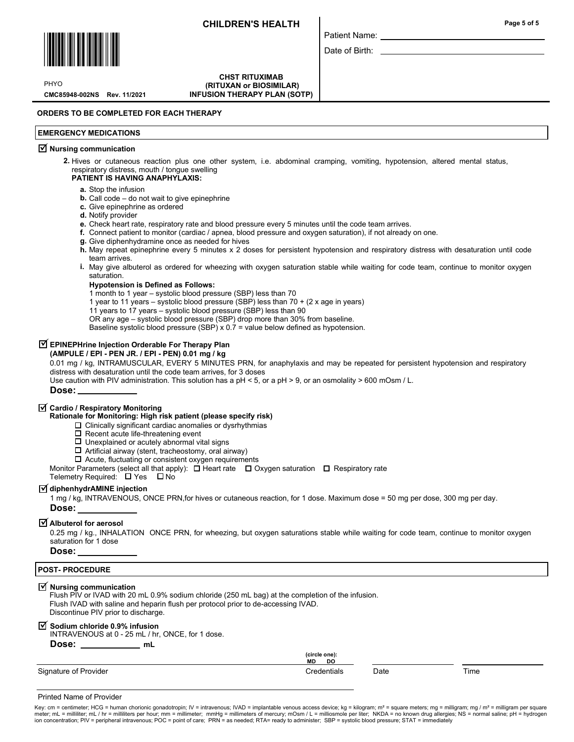CHILDREN'S HEALTH

Patient Name: ______________________

Date of Birth: ______________________

PHYO

CMC85948-002NS Rev. 11/2021

**CHST RITUXIMAB (RITUXAN or BIOSIMILAR) INFUSION THERAPY PLAN (SOTP)**

**ORDERS TO BE COMPLETED FOR EACH THERAPY**

**EMERGENCY MEDICATIONS**

☑ **Nursing communication**

2. Hives or cutaneous reaction plus one other system, i.e. abdominal cramping, vomiting, hypotension, altered mental status, respiratory distress, mouth / tongue swelling
   **PATIENT IS HAVING ANAPHYLAXIS:**
   - **a.** Stop the infusion
   - **b.** Call code – do not wait to give epinephrine
   - **c.** Give epinephrine as ordered
   - **d.** Notify provider
   - **e.** Check heart rate, respiratory rate and blood pressure every 5 minutes until the code team arrives.
   - **f.** Connect patient to monitor (cardiac / apnea, blood pressure and oxygen saturation), if not already on one.
   - **g.** Give diphenhydramine once as needed for hives
   - **h.** May repeat epinephrine every 5 minutes x 2 doses for persistent hypotension and respiratory distress with desaturation until code team arrives.
   - **i.** May give albuterol as ordered for wheezing with oxygen saturation stable while waiting for code team, continue to monitor oxygen saturation.

   **Hypotension is Defined as Follows:**
   1 month to 1 year – systolic blood pressure (SBP) less than 70
   1 year to 11 years – systolic blood pressure (SBP) less than 70 + (2 x age in years)
   11 years to 17 years – systolic blood pressure (SBP) less than 90
   OR any age – systolic blood pressure (SBP) drop more than 30% from baseline.
   Baseline systolic blood pressure (SBP) x 0.7 = value below defined as hypotension.

☑ **EPINEPHrine Injection Orderable For Therapy Plan (AMPULE / EPI - PEN JR. / EPI - PEN) 0.01 mg / kg**
0.01 mg / kg, INTRAMUSCULAR, EVERY 5 MINUTES PRN, for anaphylaxis and may be repeated for persistent hypotension and respiratory distress with desaturation until the code team arrives, for 3 doses
Use caution with PIV administration. This solution has a pH < 5, or a pH > 9, or an osmolality > 600 mOsm / L.
**Dose:** ____________

☑ **Cardio / Respiratory Monitoring**
**Rationale for Monitoring: High risk patient (please specify risk)**
- ☐ Clinically significant cardiac anomalies or dysrhythmias
- ☐ Recent acute life-threatening event
- ☐ Unexplained or acutely abnormal vital signs
- ☐ Artificial airway (stent, tracheostomy, oral airway)
- ☐ Acute, fluctuating or consistent oxygen requirements

Monitor Parameters (select all that apply): ☐ Heart rate ☐ Oxygen saturation ☐ Respiratory rate
Telemetry Required: ☐ Yes ☐ No

☑ **diphenhydrAMINE injection**
1 mg / kg, INTRAVENOUS, ONCE PRN,for hives or cutaneous reaction, for 1 dose. Maximum dose = 50 mg per dose, 300 mg per day.
**Dose:** ____________

☑ **Albuterol for aerosol**
0.25 mg / kg., INHALATION ONCE PRN, for wheezing, but oxygen saturations stable while waiting for code team, continue to monitor oxygen saturation for 1 dose
**Dose:** ____________

**POST- PROCEDURE**

☑ **Nursing communication**
Flush PIV or IVAD with 20 mL 0.9% sodium chloride (250 mL bag) at the completion of the infusion.
Flush IVAD with saline and heparin flush per protocol prior to de-accessing IVAD.
Discontinue PIV prior to discharge.

☑ **Sodium chloride 0.9% infusion**
INTRAVENOUS at 0 - 25 mL / hr, ONCE, for 1 dose.
**Dose:** ____________ mL

| Signature of Provider | Credentials (circle one): MD DO | Date | Time |
|---|---|---|---|
| | | | |

Printed Name of Provider ______________________

Key: cm = centimeter; HCG = human chorionic gonadotropin; IV = intravenous; IVAD = implantable venous access device; kg = kilogram; m² = square meters; mg = milligram; mg / m² = milligram per square meter; mL = milliliter; mL / hr = milliliters per hour; mm = millimeter; mmHg = millimeters of mercury; mOsm / L = milliosmole per liter; NKDA = no known drug allergies; NS = normal saline; pH = hydrogen ion concentration; PIV = peripheral intravenous; POC = point of care; PRN = as needed; RTA= ready to administer; SBP = systolic blood pressure; STAT = immediately